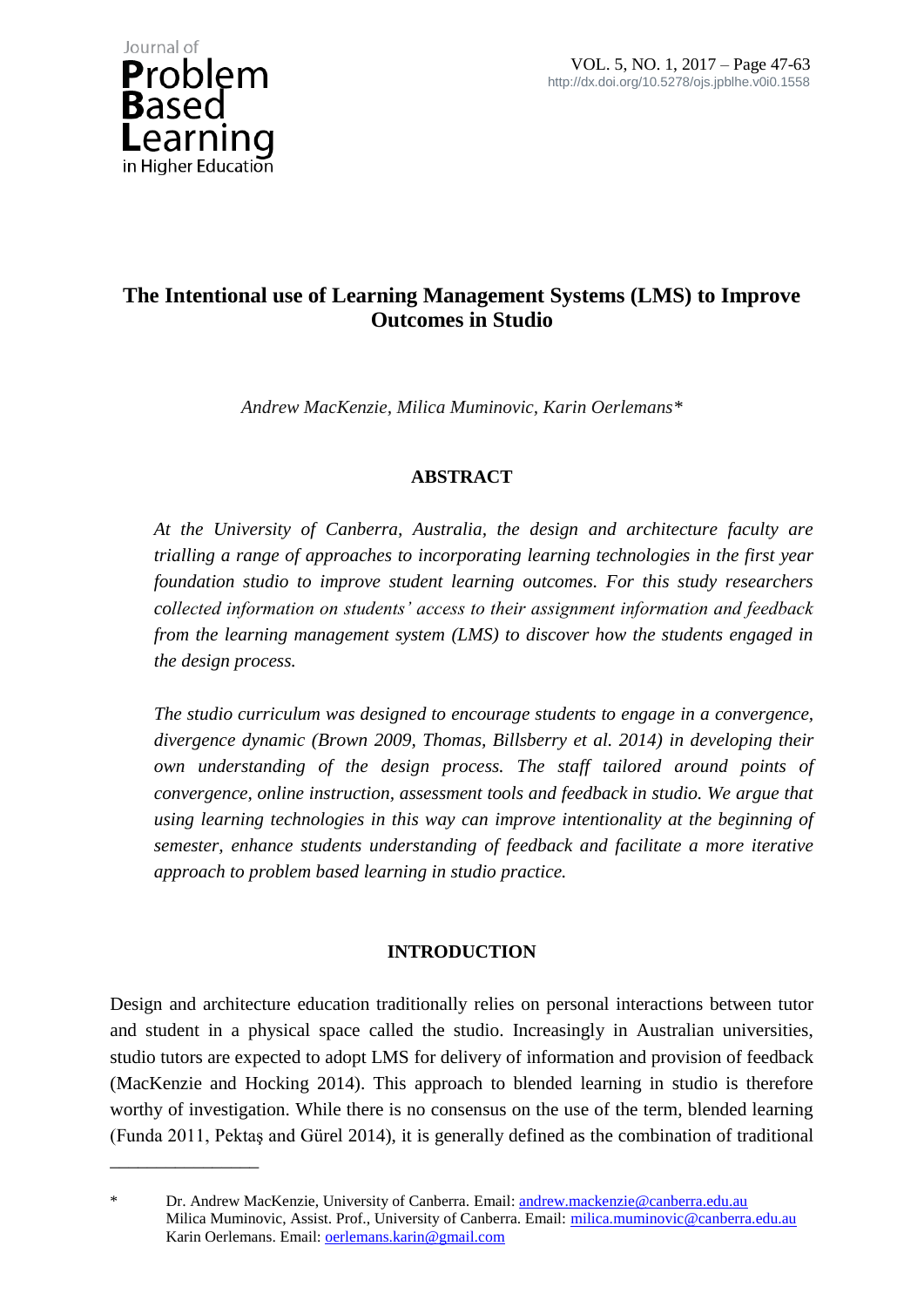# The Intentional use of Learning Management Systems (LMS) to Improve Outcomes in Studio

*Andrew MacKenzie, Milica Muminovic, Karin Oerlemans**

## ABSTRACT

*At the University of Canberra, Australia, the design and architecture faculty are trialling a range of approaches to incorporating learning technologies in the first year foundation studio to improve student learning outcomes. For this study researchers collected information on students' access to their assignment information and feedback from the learning management system (LMS) to discover how the students engaged in the design process.*

*The studio curriculum was designed to encourage students to engage in a convergence, divergence dynamic (Brown 2009, Thomas, Billsberry et al. 2014) in developing their own understanding of the design process. The staff tailored around points of convergence, online instruction, assessment tools and feedback in studio. We argue that using learning technologies in this way can improve intentionality at the beginning of semester, enhance students understanding of feedback and facilitate a more iterative approach to problem based learning in studio practice.*

## INTRODUCTION

Design and architecture education traditionally relies on personal interactions between tutor and student in a physical space called the studio. Increasingly in Australian universities, studio tutors are expected to adopt LMS for delivery of information and provision of feedback (MacKenzie and Hocking 2014). This approach to blended learning in studio is therefore worthy of investigation. While there is no consensus on the use of the term, blended learning (Funda 2011, Pektaş and Gürel 2014), it is generally defined as the combination of traditional

---

\* Dr. Andrew MacKenzie, University of Canberra. Email: andrew.mackenzie@canberra.edu.au
Milica Muminovic, Assist. Prof., University of Canberra. Email: milica.muminovic@canberra.edu.au
Karin Oerlemans. Email: oerlemans.karin@gmail.com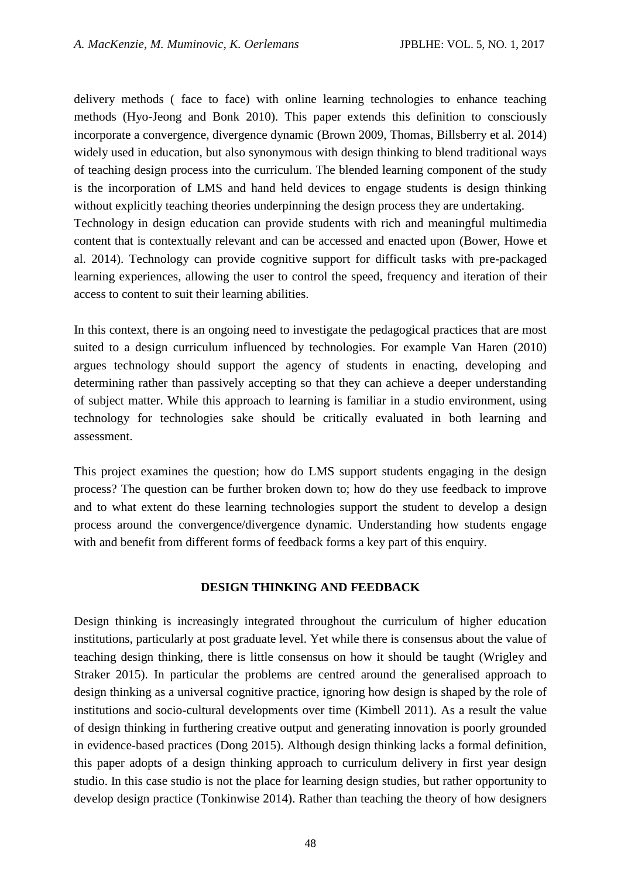delivery methods ( face to face) with online learning technologies to enhance teaching methods (Hyo-Jeong and Bonk 2010). This paper extends this definition to consciously incorporate a convergence, divergence dynamic (Brown 2009, Thomas, Billsberry et al. 2014) widely used in education, but also synonymous with design thinking to blend traditional ways of teaching design process into the curriculum. The blended learning component of the study is the incorporation of LMS and hand held devices to engage students is design thinking without explicitly teaching theories underpinning the design process they are undertaking.
Technology in design education can provide students with rich and meaningful multimedia content that is contextually relevant and can be accessed and enacted upon (Bower, Howe et al. 2014). Technology can provide cognitive support for difficult tasks with pre-packaged learning experiences, allowing the user to control the speed, frequency and iteration of their access to content to suit their learning abilities.

In this context, there is an ongoing need to investigate the pedagogical practices that are most suited to a design curriculum influenced by technologies. For example Van Haren (2010) argues technology should support the agency of students in enacting, developing and determining rather than passively accepting so that they can achieve a deeper understanding of subject matter. While this approach to learning is familiar in a studio environment, using technology for technologies sake should be critically evaluated in both learning and assessment.

This project examines the question; how do LMS support students engaging in the design process? The question can be further broken down to; how do they use feedback to improve and to what extent do these learning technologies support the student to develop a design process around the convergence/divergence dynamic. Understanding how students engage with and benefit from different forms of feedback forms a key part of this enquiry.

## DESIGN THINKING AND FEEDBACK

Design thinking is increasingly integrated throughout the curriculum of higher education institutions, particularly at post graduate level. Yet while there is consensus about the value of teaching design thinking, there is little consensus on how it should be taught (Wrigley and Straker 2015). In particular the problems are centred around the generalised approach to design thinking as a universal cognitive practice, ignoring how design is shaped by the role of institutions and socio-cultural developments over time (Kimbell 2011). As a result the value of design thinking in furthering creative output and generating innovation is poorly grounded in evidence-based practices (Dong 2015). Although design thinking lacks a formal definition, this paper adopts of a design thinking approach to curriculum delivery in first year design studio. In this case studio is not the place for learning design studies, but rather opportunity to develop design practice (Tonkinwise 2014). Rather than teaching the theory of how designers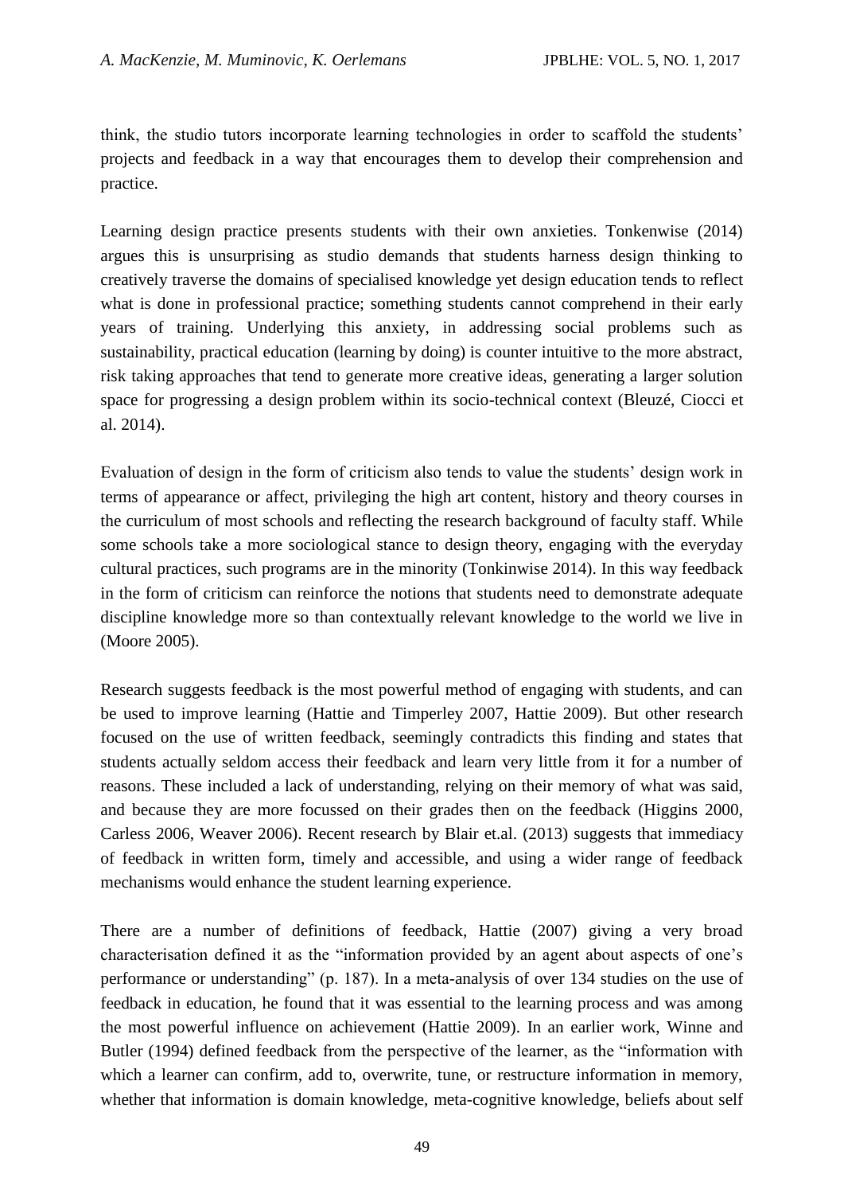think, the studio tutors incorporate learning technologies in order to scaffold the students' projects and feedback in a way that encourages them to develop their comprehension and practice.

Learning design practice presents students with their own anxieties. Tonkenwise (2014) argues this is unsurprising as studio demands that students harness design thinking to creatively traverse the domains of specialised knowledge yet design education tends to reflect what is done in professional practice; something students cannot comprehend in their early years of training. Underlying this anxiety, in addressing social problems such as sustainability, practical education (learning by doing) is counter intuitive to the more abstract, risk taking approaches that tend to generate more creative ideas, generating a larger solution space for progressing a design problem within its socio-technical context (Bleuzé, Ciocci et al. 2014).

Evaluation of design in the form of criticism also tends to value the students' design work in terms of appearance or affect, privileging the high art content, history and theory courses in the curriculum of most schools and reflecting the research background of faculty staff. While some schools take a more sociological stance to design theory, engaging with the everyday cultural practices, such programs are in the minority (Tonkinwise 2014). In this way feedback in the form of criticism can reinforce the notions that students need to demonstrate adequate discipline knowledge more so than contextually relevant knowledge to the world we live in (Moore 2005).

Research suggests feedback is the most powerful method of engaging with students, and can be used to improve learning (Hattie and Timperley 2007, Hattie 2009). But other research focused on the use of written feedback, seemingly contradicts this finding and states that students actually seldom access their feedback and learn very little from it for a number of reasons. These included a lack of understanding, relying on their memory of what was said, and because they are more focussed on their grades then on the feedback (Higgins 2000, Carless 2006, Weaver 2006). Recent research by Blair et.al. (2013) suggests that immediacy of feedback in written form, timely and accessible, and using a wider range of feedback mechanisms would enhance the student learning experience.

There are a number of definitions of feedback, Hattie (2007) giving a very broad characterisation defined it as the "information provided by an agent about aspects of one's performance or understanding" (p. 187). In a meta-analysis of over 134 studies on the use of feedback in education, he found that it was essential to the learning process and was among the most powerful influence on achievement (Hattie 2009). In an earlier work, Winne and Butler (1994) defined feedback from the perspective of the learner, as the "information with which a learner can confirm, add to, overwrite, tune, or restructure information in memory, whether that information is domain knowledge, meta-cognitive knowledge, beliefs about self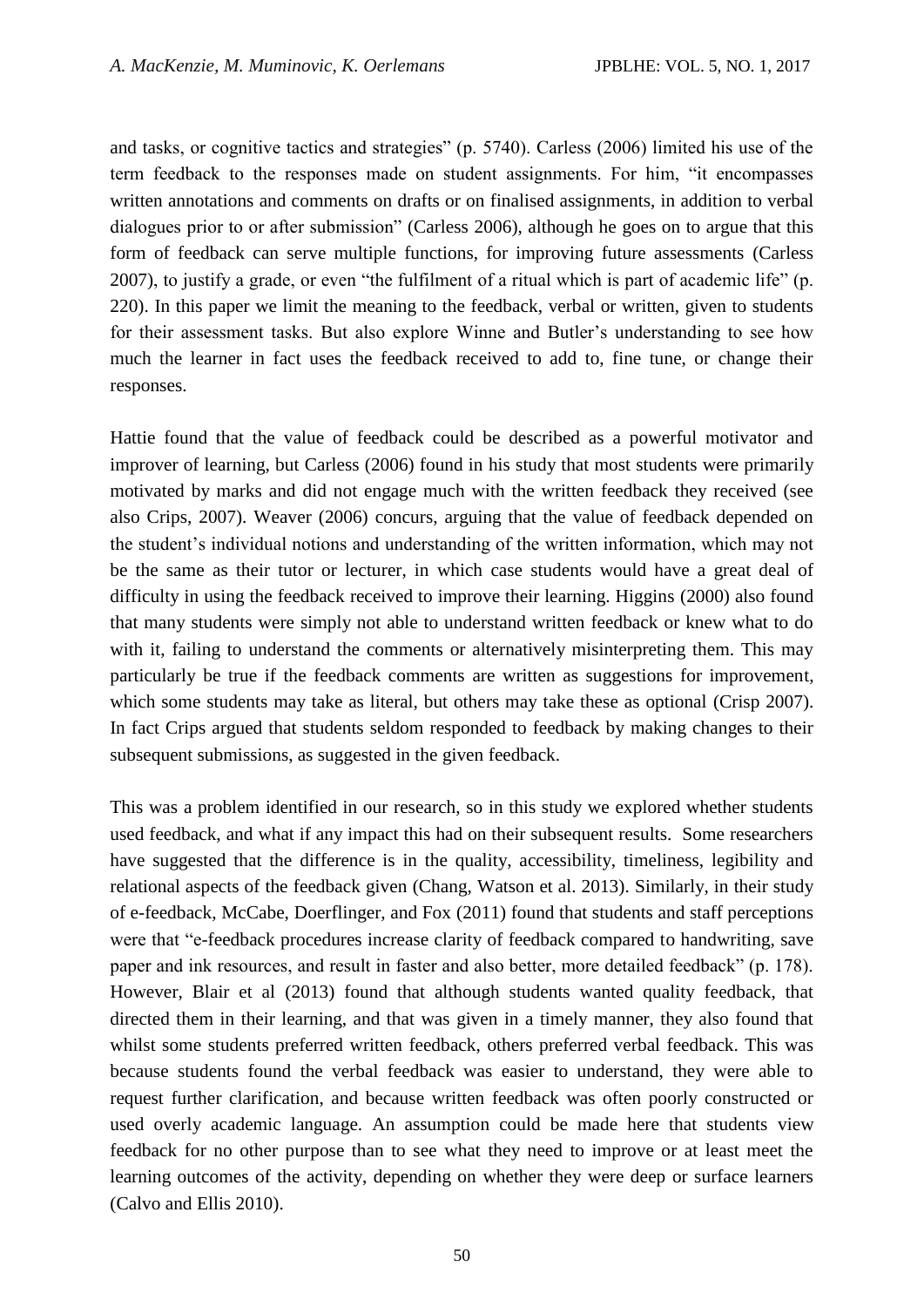and tasks, or cognitive tactics and strategies" (p. 5740). Carless (2006) limited his use of the term feedback to the responses made on student assignments. For him, "it encompasses written annotations and comments on drafts or on finalised assignments, in addition to verbal dialogues prior to or after submission" (Carless 2006), although he goes on to argue that this form of feedback can serve multiple functions, for improving future assessments (Carless 2007), to justify a grade, or even "the fulfilment of a ritual which is part of academic life" (p. 220). In this paper we limit the meaning to the feedback, verbal or written, given to students for their assessment tasks. But also explore Winne and Butler's understanding to see how much the learner in fact uses the feedback received to add to, fine tune, or change their responses.

Hattie found that the value of feedback could be described as a powerful motivator and improver of learning, but Carless (2006) found in his study that most students were primarily motivated by marks and did not engage much with the written feedback they received (see also Crips, 2007). Weaver (2006) concurs, arguing that the value of feedback depended on the student's individual notions and understanding of the written information, which may not be the same as their tutor or lecturer, in which case students would have a great deal of difficulty in using the feedback received to improve their learning. Higgins (2000) also found that many students were simply not able to understand written feedback or knew what to do with it, failing to understand the comments or alternatively misinterpreting them. This may particularly be true if the feedback comments are written as suggestions for improvement, which some students may take as literal, but others may take these as optional (Crisp 2007). In fact Crips argued that students seldom responded to feedback by making changes to their subsequent submissions, as suggested in the given feedback.

This was a problem identified in our research, so in this study we explored whether students used feedback, and what if any impact this had on their subsequent results. Some researchers have suggested that the difference is in the quality, accessibility, timeliness, legibility and relational aspects of the feedback given (Chang, Watson et al. 2013). Similarly, in their study of e-feedback, McCabe, Doerflinger, and Fox (2011) found that students and staff perceptions were that "e-feedback procedures increase clarity of feedback compared to handwriting, save paper and ink resources, and result in faster and also better, more detailed feedback" (p. 178). However, Blair et al (2013) found that although students wanted quality feedback, that directed them in their learning, and that was given in a timely manner, they also found that whilst some students preferred written feedback, others preferred verbal feedback. This was because students found the verbal feedback was easier to understand, they were able to request further clarification, and because written feedback was often poorly constructed or used overly academic language. An assumption could be made here that students view feedback for no other purpose than to see what they need to improve or at least meet the learning outcomes of the activity, depending on whether they were deep or surface learners (Calvo and Ellis 2010).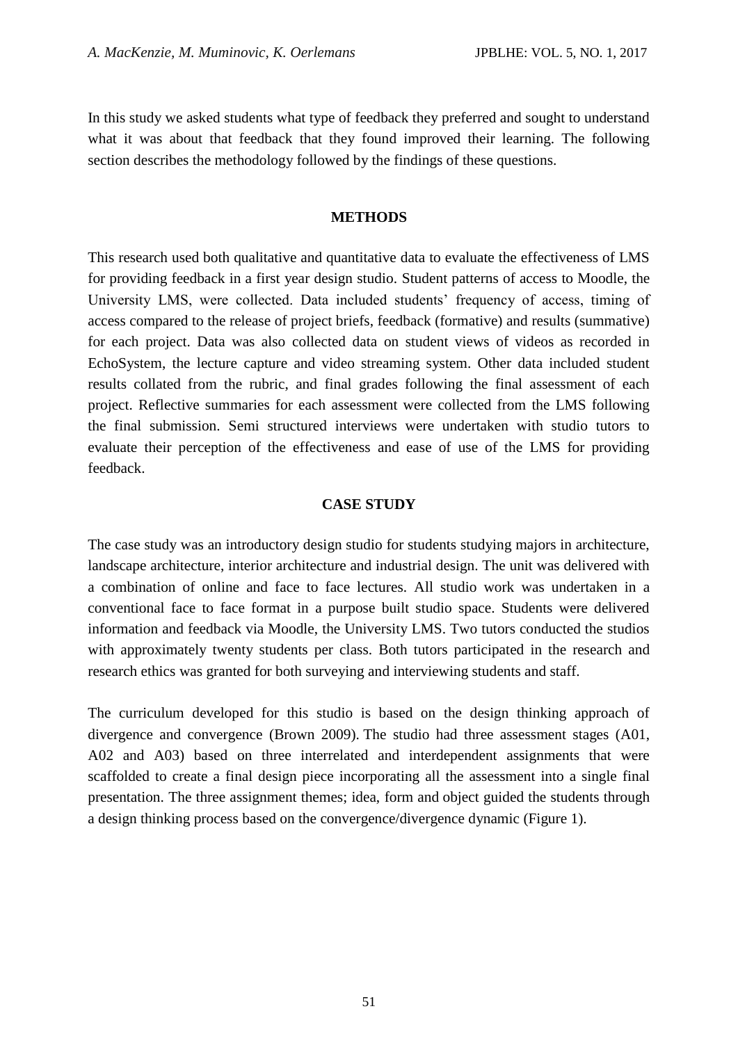In this study we asked students what type of feedback they preferred and sought to understand what it was about that feedback that they found improved their learning. The following section describes the methodology followed by the findings of these questions.

## METHODS

This research used both qualitative and quantitative data to evaluate the effectiveness of LMS for providing feedback in a first year design studio. Student patterns of access to Moodle, the University LMS, were collected. Data included students' frequency of access, timing of access compared to the release of project briefs, feedback (formative) and results (summative) for each project. Data was also collected data on student views of videos as recorded in EchoSystem, the lecture capture and video streaming system. Other data included student results collated from the rubric, and final grades following the final assessment of each project. Reflective summaries for each assessment were collected from the LMS following the final submission. Semi structured interviews were undertaken with studio tutors to evaluate their perception of the effectiveness and ease of use of the LMS for providing feedback.

## CASE STUDY

The case study was an introductory design studio for students studying majors in architecture, landscape architecture, interior architecture and industrial design. The unit was delivered with a combination of online and face to face lectures. All studio work was undertaken in a conventional face to face format in a purpose built studio space. Students were delivered information and feedback via Moodle, the University LMS. Two tutors conducted the studios with approximately twenty students per class. Both tutors participated in the research and research ethics was granted for both surveying and interviewing students and staff.

The curriculum developed for this studio is based on the design thinking approach of divergence and convergence (Brown 2009). The studio had three assessment stages (A01, A02 and A03) based on three interrelated and interdependent assignments that were scaffolded to create a final design piece incorporating all the assessment into a single final presentation. The three assignment themes; idea, form and object guided the students through a design thinking process based on the convergence/divergence dynamic (Figure 1).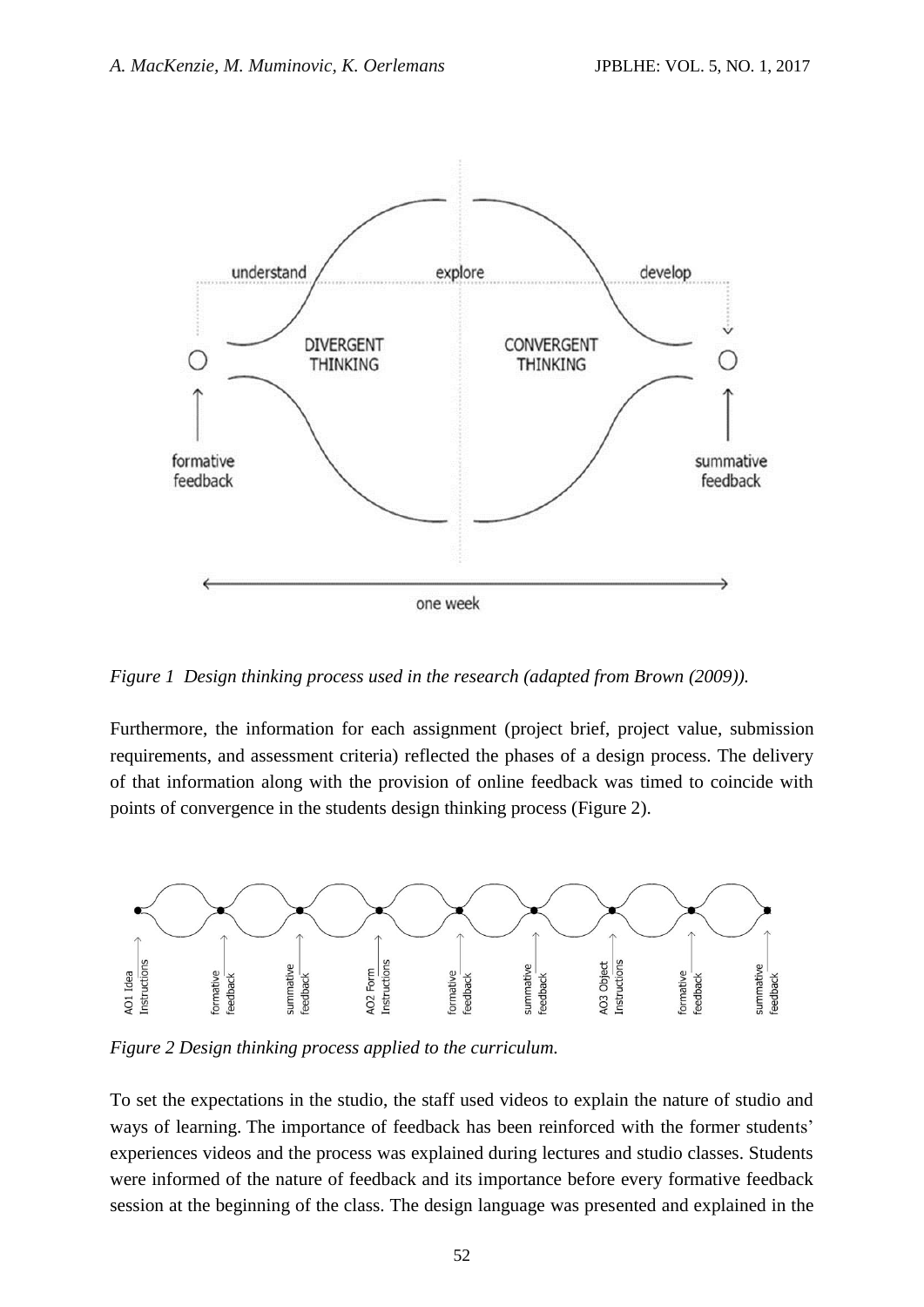*Figure 1 Design thinking process used in the research (adapted from Brown (2009)).*

Furthermore, the information for each assignment (project brief, project value, submission requirements, and assessment criteria) reflected the phases of a design process. The delivery of that information along with the provision of online feedback was timed to coincide with points of convergence in the students design thinking process (Figure 2).

*Figure 2 Design thinking process applied to the curriculum.*

To set the expectations in the studio, the staff used videos to explain the nature of studio and ways of learning. The importance of feedback has been reinforced with the former students' experiences videos and the process was explained during lectures and studio classes. Students were informed of the nature of feedback and its importance before every formative feedback session at the beginning of the class. The design language was presented and explained in the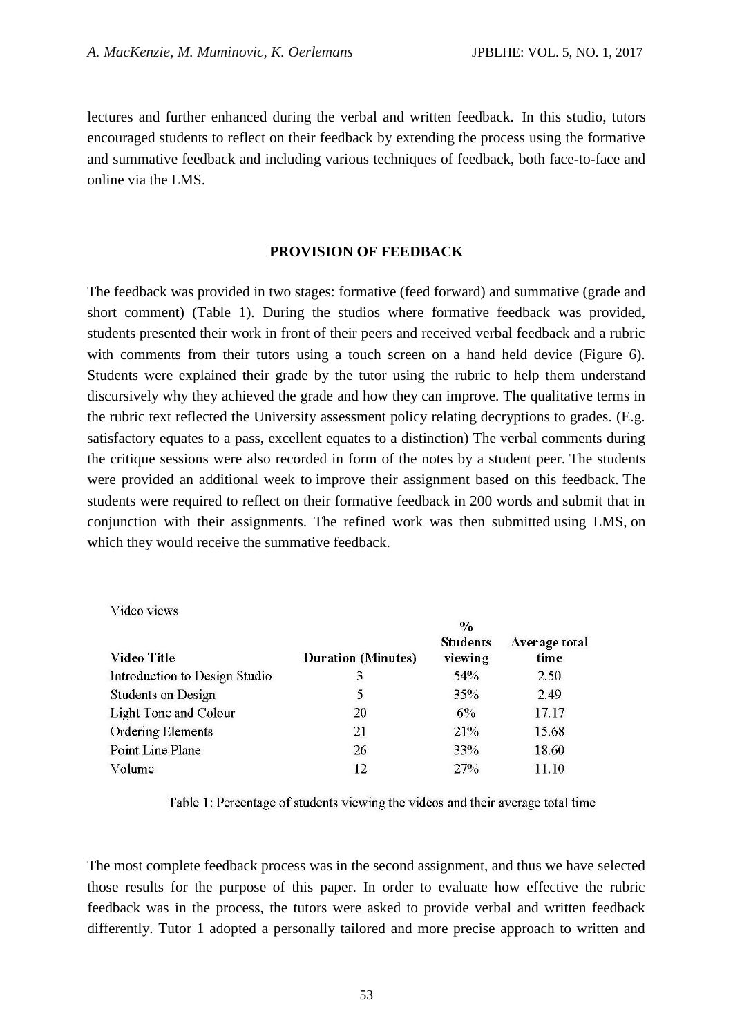lectures and further enhanced during the verbal and written feedback. In this studio, tutors encouraged students to reflect on their feedback by extending the process using the formative and summative feedback and including various techniques of feedback, both face-to-face and online via the LMS.

## PROVISION OF FEEDBACK

The feedback was provided in two stages: formative (feed forward) and summative (grade and short comment) (Table 1). During the studios where formative feedback was provided, students presented their work in front of their peers and received verbal feedback and a rubric with comments from their tutors using a touch screen on a hand held device (Figure 6). Students were explained their grade by the tutor using the rubric to help them understand discursively why they achieved the grade and how they can improve. The qualitative terms in the rubric text reflected the University assessment policy relating decryptions to grades. (E.g. satisfactory equates to a pass, excellent equates to a distinction) The verbal comments during the critique sessions were also recorded in form of the notes by a student peer. The students were provided an additional week to improve their assignment based on this feedback. The students were required to reflect on their formative feedback in 200 words and submit that in conjunction with their assignments. The refined work was then submitted using LMS, on which they would receive the summative feedback.

Video views

| Video Title | Duration (Minutes) | % Students viewing | Average total time |
|---|---|---|---|
| Introduction to Design Studio | 3 | 54% | 2.50 |
| Students on Design | 5 | 35% | 2.49 |
| Light Tone and Colour | 20 | 6% | 17.17 |
| Ordering Elements | 21 | 21% | 15.68 |
| Point Line Plane | 26 | 33% | 18.60 |
| Volume | 12 | 27% | 11.10 |

Table 1: Percentage of students viewing the videos and their average total time

The most complete feedback process was in the second assignment, and thus we have selected those results for the purpose of this paper. In order to evaluate how effective the rubric feedback was in the process, the tutors were asked to provide verbal and written feedback differently. Tutor 1 adopted a personally tailored and more precise approach to written and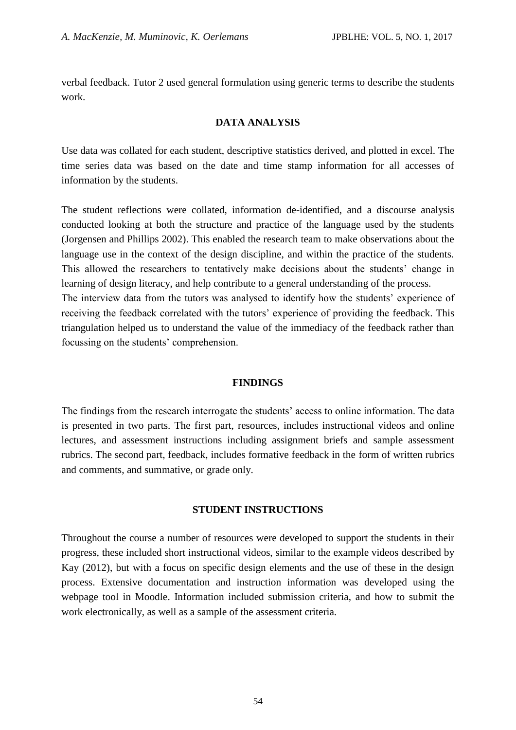verbal feedback. Tutor 2 used general formulation using generic terms to describe the students work.

## DATA ANALYSIS

Use data was collated for each student, descriptive statistics derived, and plotted in excel. The time series data was based on the date and time stamp information for all accesses of information by the students.

The student reflections were collated, information de-identified, and a discourse analysis conducted looking at both the structure and practice of the language used by the students (Jorgensen and Phillips 2002). This enabled the research team to make observations about the language use in the context of the design discipline, and within the practice of the students. This allowed the researchers to tentatively make decisions about the students' change in learning of design literacy, and help contribute to a general understanding of the process.

The interview data from the tutors was analysed to identify how the students' experience of receiving the feedback correlated with the tutors' experience of providing the feedback. This triangulation helped us to understand the value of the immediacy of the feedback rather than focussing on the students' comprehension.

## FINDINGS

The findings from the research interrogate the students' access to online information. The data is presented in two parts. The first part, resources, includes instructional videos and online lectures, and assessment instructions including assignment briefs and sample assessment rubrics. The second part, feedback, includes formative feedback in the form of written rubrics and comments, and summative, or grade only.

## STUDENT INSTRUCTIONS

Throughout the course a number of resources were developed to support the students in their progress, these included short instructional videos, similar to the example videos described by Kay (2012), but with a focus on specific design elements and the use of these in the design process. Extensive documentation and instruction information was developed using the webpage tool in Moodle. Information included submission criteria, and how to submit the work electronically, as well as a sample of the assessment criteria.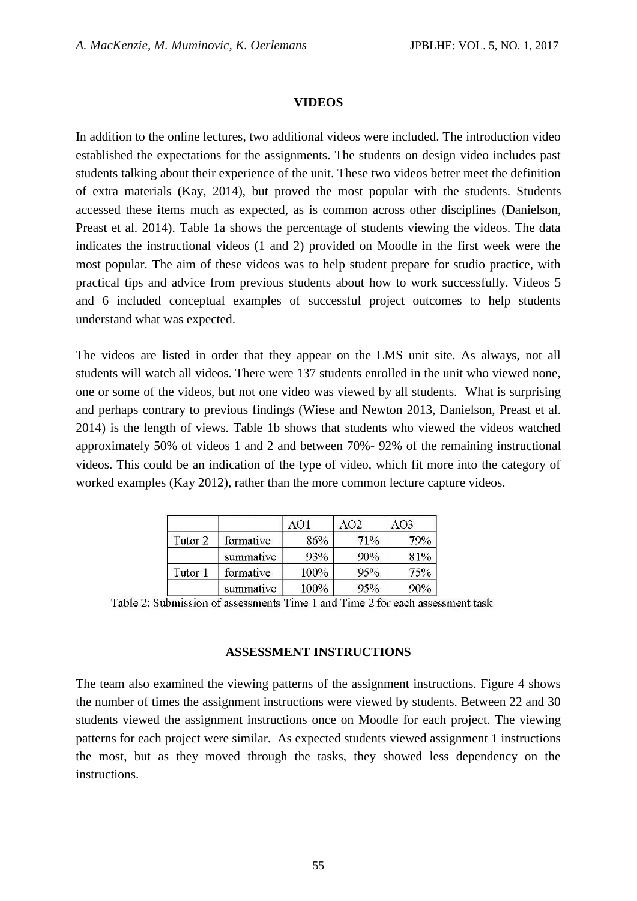## VIDEOS

In addition to the online lectures, two additional videos were included. The introduction video established the expectations for the assignments. The students on design video includes past students talking about their experience of the unit. These two videos better meet the definition of extra materials (Kay, 2014), but proved the most popular with the students. Students accessed these items much as expected, as is common across other disciplines (Danielson, Preast et al. 2014). Table 1a shows the percentage of students viewing the videos. The data indicates the instructional videos (1 and 2) provided on Moodle in the first week were the most popular. The aim of these videos was to help student prepare for studio practice, with practical tips and advice from previous students about how to work successfully. Videos 5 and 6 included conceptual examples of successful project outcomes to help students understand what was expected.

The videos are listed in order that they appear on the LMS unit site. As always, not all students will watch all videos. There were 137 students enrolled in the unit who viewed none, one or some of the videos, but not one video was viewed by all students. What is surprising and perhaps contrary to previous findings (Wiese and Newton 2013, Danielson, Preast et al. 2014) is the length of views. Table 1b shows that students who viewed the videos watched approximately 50% of videos 1 and 2 and between 70%- 92% of the remaining instructional videos. This could be an indication of the type of video, which fit more into the category of worked examples (Kay 2012), rather than the more common lecture capture videos.

| | | AO1 | AO2 | AO3 |
|---|---|---|---|---|
| Tutor 2 | formative | 86% | 71% | 79% |
| | summative | 93% | 90% | 81% |
| Tutor 1 | formative | 100% | 95% | 75% |
| | summative | 100% | 95% | 90% |

Table 2: Submission of assessments Time 1 and Time 2 for each assessment task

## ASSESSMENT INSTRUCTIONS

The team also examined the viewing patterns of the assignment instructions. Figure 4 shows the number of times the assignment instructions were viewed by students. Between 22 and 30 students viewed the assignment instructions once on Moodle for each project. The viewing patterns for each project were similar. As expected students viewed assignment 1 instructions the most, but as they moved through the tasks, they showed less dependency on the instructions.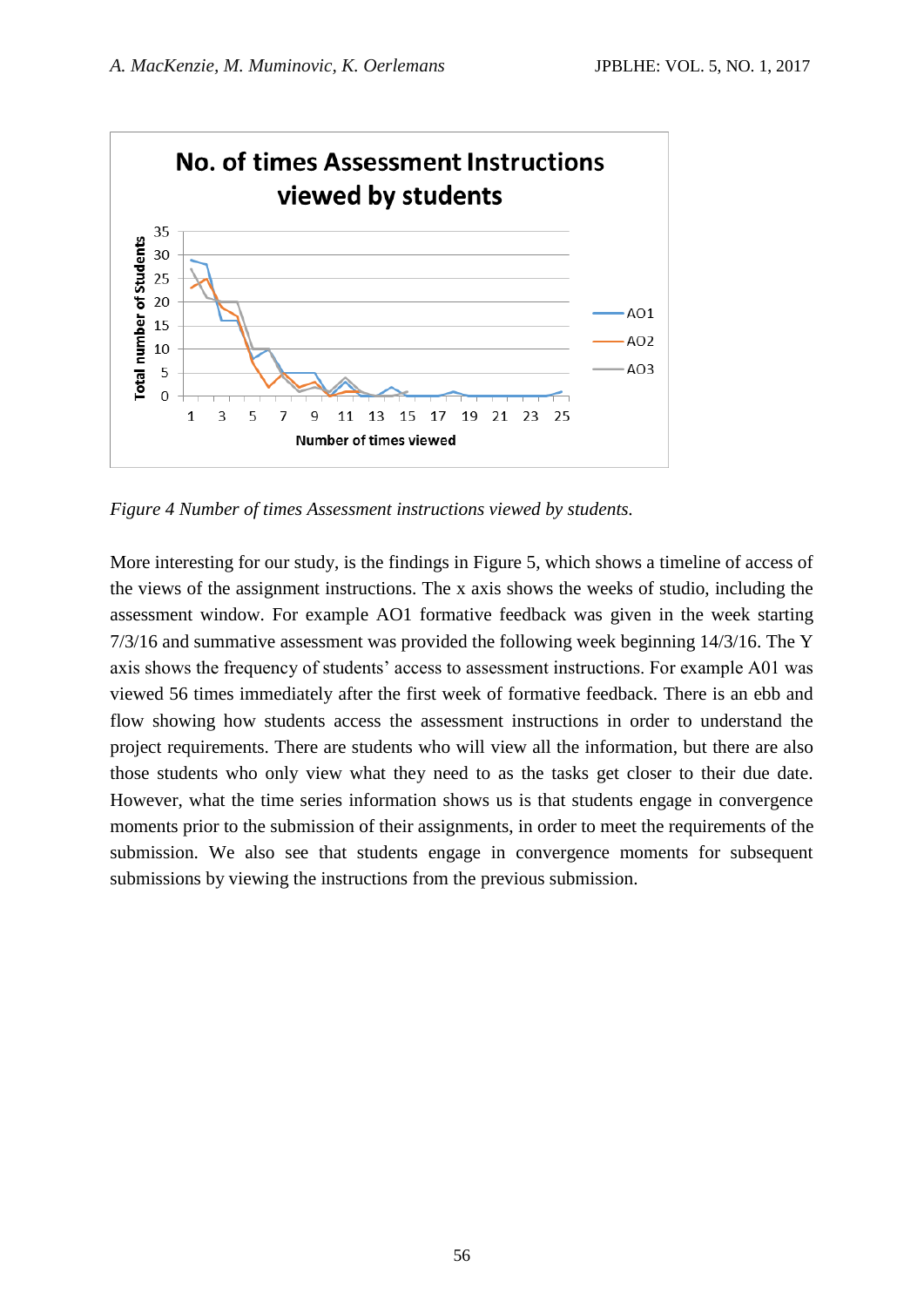*Figure 4 Number of times Assessment instructions viewed by students.*

More interesting for our study, is the findings in Figure 5, which shows a timeline of access of the views of the assignment instructions. The x axis shows the weeks of studio, including the assessment window. For example AO1 formative feedback was given in the week starting 7/3/16 and summative assessment was provided the following week beginning 14/3/16. The Y axis shows the frequency of students' access to assessment instructions. For example A01 was viewed 56 times immediately after the first week of formative feedback. There is an ebb and flow showing how students access the assessment instructions in order to understand the project requirements. There are students who will view all the information, but there are also those students who only view what they need to as the tasks get closer to their due date. However, what the time series information shows us is that students engage in convergence moments prior to the submission of their assignments, in order to meet the requirements of the submission. We also see that students engage in convergence moments for subsequent submissions by viewing the instructions from the previous submission.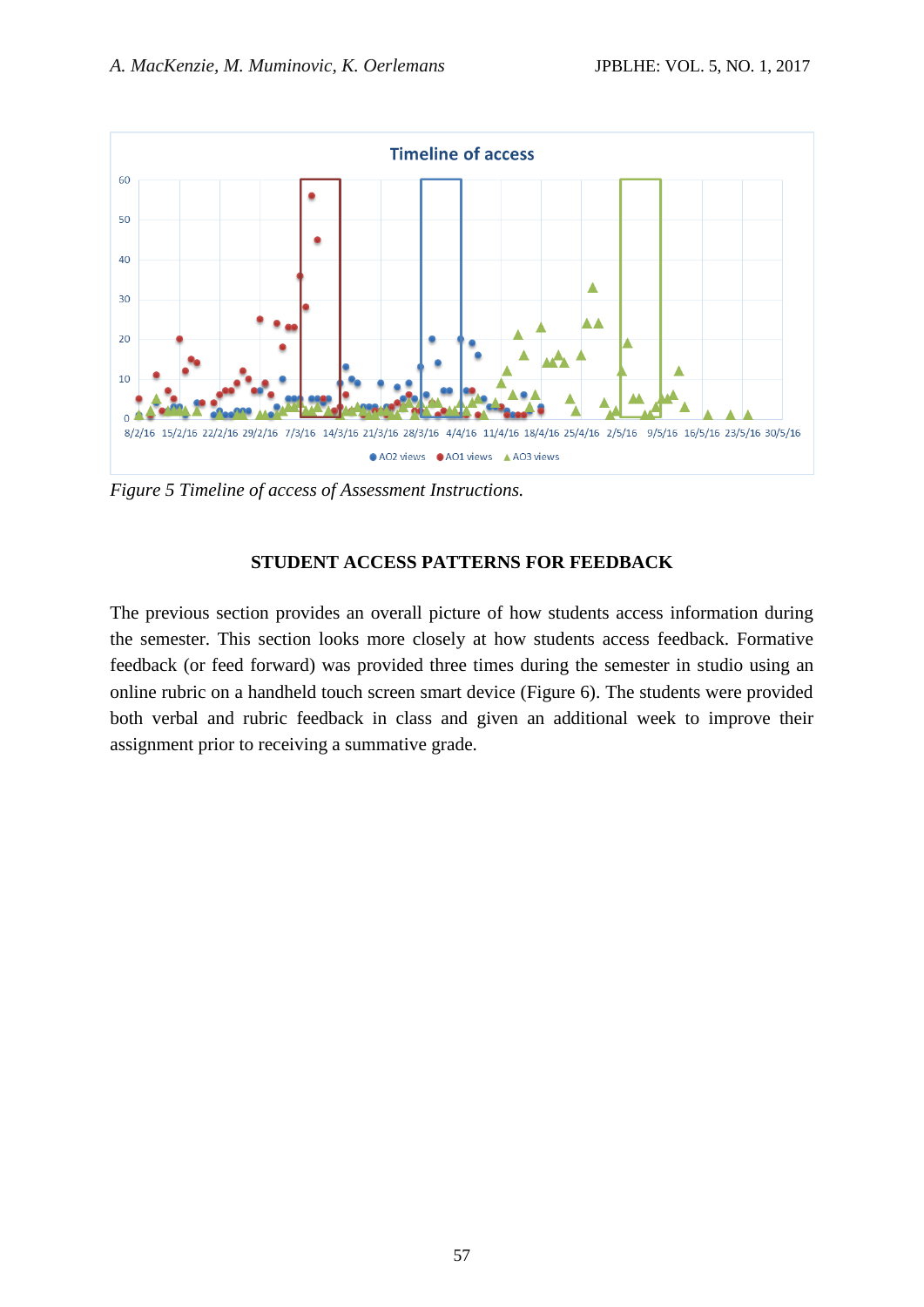*Figure 5 Timeline of access of Assessment Instructions.*

## STUDENT ACCESS PATTERNS FOR FEEDBACK

The previous section provides an overall picture of how students access information during the semester. This section looks more closely at how students access feedback. Formative feedback (or feed forward) was provided three times during the semester in studio using an online rubric on a handheld touch screen smart device (Figure 6). The students were provided both verbal and rubric feedback in class and given an additional week to improve their assignment prior to receiving a summative grade.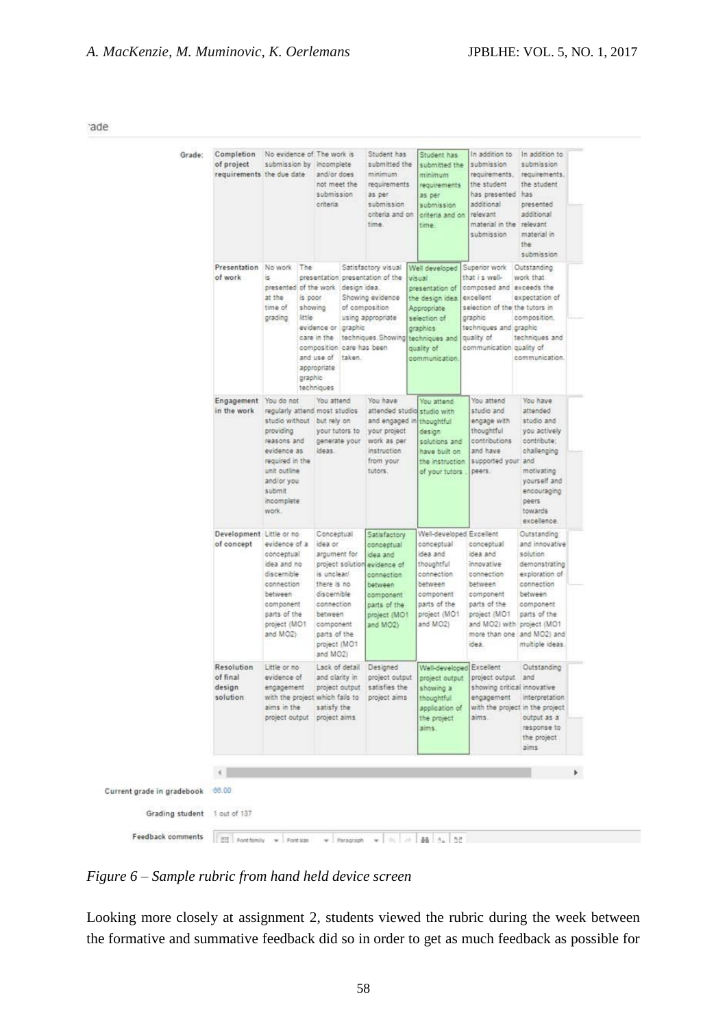rade

| Grade: | | | | | | |
|---|---|---|---|---|---|---|
| Completion of project requirements | No evidence of submission by the due date | The work is incomplete and/or does not meet the submission criteria | Student has submitted the minimum requirements as per submission criteria and on time. | Student has submitted the minimum requirements as per submission criteria and on time. | In addition to submission requirements, the student has presented additional relevant material in the submission | In addition to submission requirements, the student has presented additional relevant material in the submission |
| Presentation of work | No work is presented at the time of grading | The presentation of the work is poor showing little evidence or care in the composition and use of appropriate graphic techniques | Satisfactory visual presentation of the design idea. Showing evidence of composition using appropriate graphic techniques. Showing care has been taken. | Well developed visual presentation of the design idea. Appropriate selection of graphics techniques and quality of communication. | Superior work that i s well-composed and excellent selection of the graphic techniques and quality of communication | Outstanding work that exceeds the expectation of the tutors in composition, graphic techniques and quality of communication. |
| Engagement in the work | You do not regularly attend studio without providing reasons and evidence as required in the unit outline and/or you submit incomplete work. | You attend most studios but rely on your tutors to generate your ideas. | You have attended studio and engaged in your project work as per instruction from your tutors. | You attend studio with thoughtful design solutions and have built on the instruction of your tutors . | You attend studio and engage with thoughtful contributions and have supported your peers. | You have attended studio and you actively contribute; challenging and motivating yourself and encouraging peers towards excellence. |
| Development of concept | Little or no evidence of a conceptual idea and no discernible connection between component parts of the project (MO1 and MO2) | Conceptual idea or argument for project solution is unclear/ there is no discernible connection between component parts of the project (MO1 and MO2) | Satisfactory conceptual idea and evidence of connection between component parts of the project (MO1 and MO2) | Well-developed conceptual idea and thoughtful connection between component parts of the project (MO1 and MO2) | Excellent conceptual idea and innovative connection between component parts of the project (MO1 and MO2) with more than one idea. | Outstanding and innovative solution demonstrating exploration of connection between component parts of the project (MO1 and MO2) and multiple ideas. |
| Resolution of final design solution | Little or no evidence of engagement with the project aims in the project output | Lack of detail and clarity in project output which fails to satisfy the project aims | Designed project output satisfies the project aims | Well-developed project output showing a thoughtful application of the project aims. | Excellent project output showing critical engagement with the project aims. | Outstanding and innovative interpretation in the project output as a response to the project aims |

Current grade in gradebook 66.00

Grading student 1 out of 137

Feedback comments

*Figure 6 – Sample rubric from hand held device screen*

Looking more closely at assignment 2, students viewed the rubric during the week between the formative and summative feedback did so in order to get as much feedback as possible for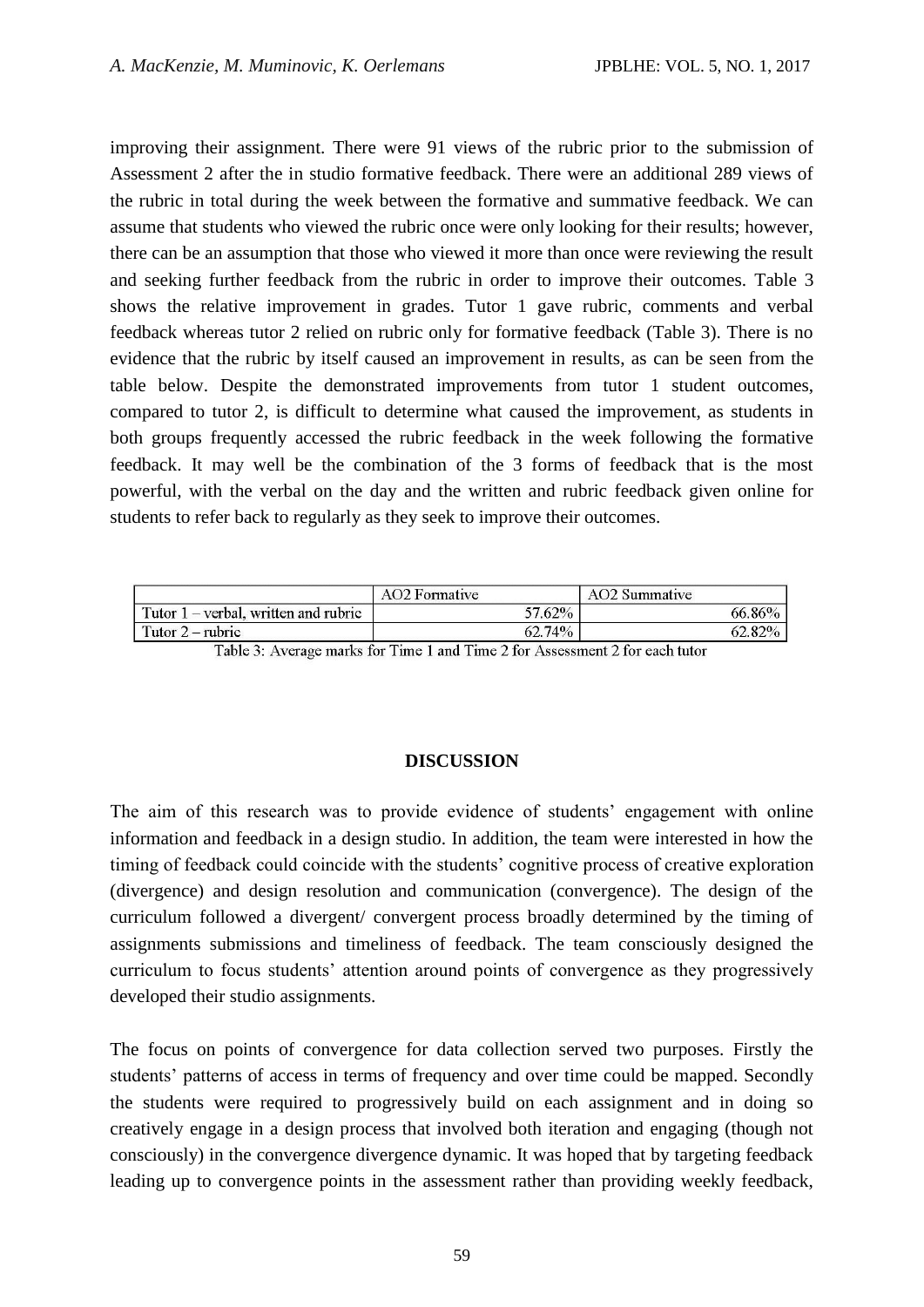improving their assignment. There were 91 views of the rubric prior to the submission of Assessment 2 after the in studio formative feedback. There were an additional 289 views of the rubric in total during the week between the formative and summative feedback. We can assume that students who viewed the rubric once were only looking for their results; however, there can be an assumption that those who viewed it more than once were reviewing the result and seeking further feedback from the rubric in order to improve their outcomes. Table 3 shows the relative improvement in grades. Tutor 1 gave rubric, comments and verbal feedback whereas tutor 2 relied on rubric only for formative feedback (Table 3). There is no evidence that the rubric by itself caused an improvement in results, as can be seen from the table below. Despite the demonstrated improvements from tutor 1 student outcomes, compared to tutor 2, is difficult to determine what caused the improvement, as students in both groups frequently accessed the rubric feedback in the week following the formative feedback. It may well be the combination of the 3 forms of feedback that is the most powerful, with the verbal on the day and the written and rubric feedback given online for students to refer back to regularly as they seek to improve their outcomes.

| | AO2 Formative | AO2 Summative |
|---|---|---|
| Tutor 1 – verbal, written and rubric | 57.62% | 66.86% |
| Tutor 2 – rubric | 62.74% | 62.82% |

Table 3: Average marks for Time 1 and Time 2 for Assessment 2 for each tutor

## DISCUSSION

The aim of this research was to provide evidence of students' engagement with online information and feedback in a design studio. In addition, the team were interested in how the timing of feedback could coincide with the students' cognitive process of creative exploration (divergence) and design resolution and communication (convergence). The design of the curriculum followed a divergent/ convergent process broadly determined by the timing of assignments submissions and timeliness of feedback. The team consciously designed the curriculum to focus students' attention around points of convergence as they progressively developed their studio assignments.

The focus on points of convergence for data collection served two purposes. Firstly the students' patterns of access in terms of frequency and over time could be mapped. Secondly the students were required to progressively build on each assignment and in doing so creatively engage in a design process that involved both iteration and engaging (though not consciously) in the convergence divergence dynamic. It was hoped that by targeting feedback leading up to convergence points in the assessment rather than providing weekly feedback,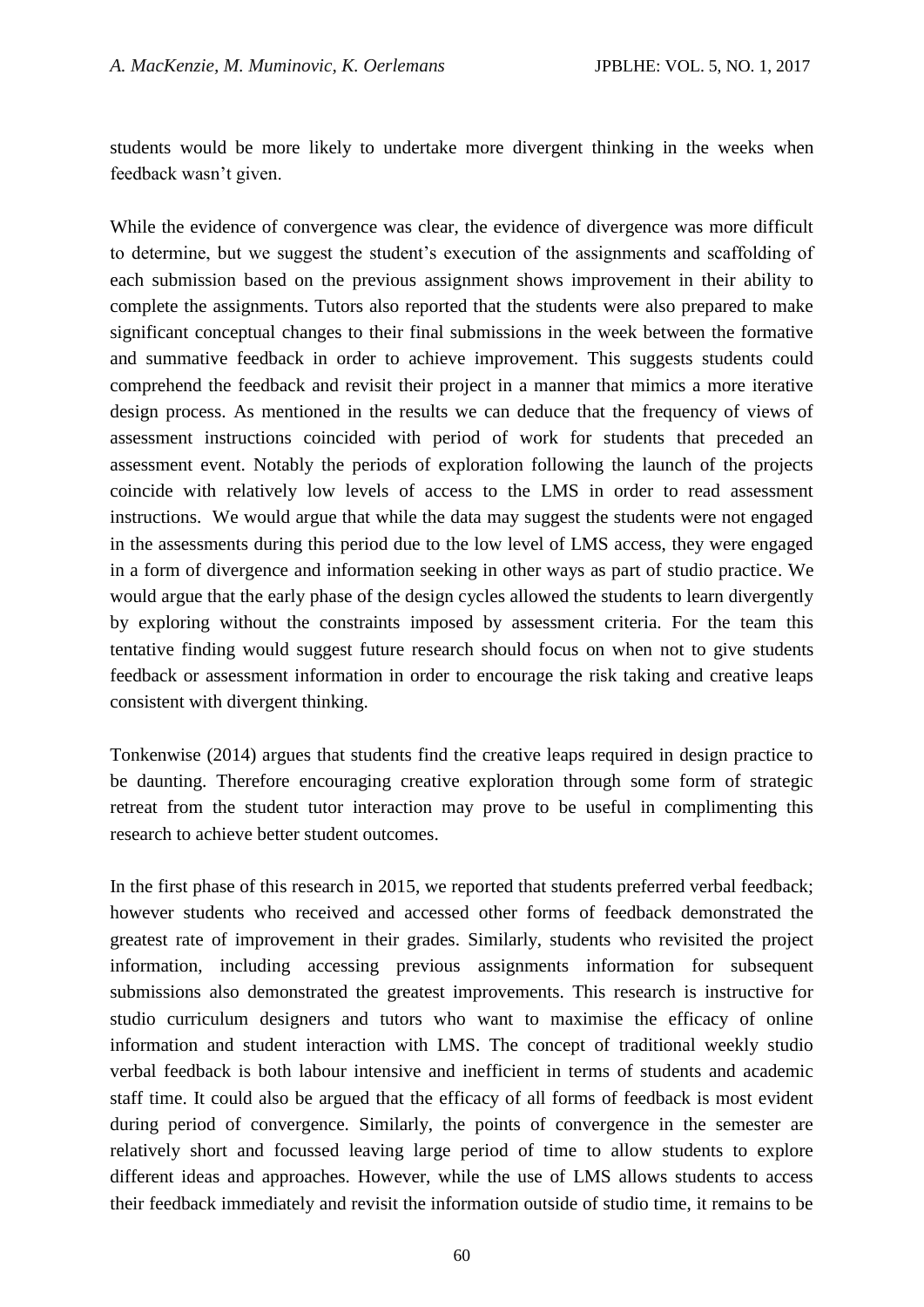students would be more likely to undertake more divergent thinking in the weeks when feedback wasn't given.

While the evidence of convergence was clear, the evidence of divergence was more difficult to determine, but we suggest the student's execution of the assignments and scaffolding of each submission based on the previous assignment shows improvement in their ability to complete the assignments. Tutors also reported that the students were also prepared to make significant conceptual changes to their final submissions in the week between the formative and summative feedback in order to achieve improvement. This suggests students could comprehend the feedback and revisit their project in a manner that mimics a more iterative design process. As mentioned in the results we can deduce that the frequency of views of assessment instructions coincided with period of work for students that preceded an assessment event. Notably the periods of exploration following the launch of the projects coincide with relatively low levels of access to the LMS in order to read assessment instructions. We would argue that while the data may suggest the students were not engaged in the assessments during this period due to the low level of LMS access, they were engaged in a form of divergence and information seeking in other ways as part of studio practice. We would argue that the early phase of the design cycles allowed the students to learn divergently by exploring without the constraints imposed by assessment criteria. For the team this tentative finding would suggest future research should focus on when not to give students feedback or assessment information in order to encourage the risk taking and creative leaps consistent with divergent thinking.

Tonkenwise (2014) argues that students find the creative leaps required in design practice to be daunting. Therefore encouraging creative exploration through some form of strategic retreat from the student tutor interaction may prove to be useful in complimenting this research to achieve better student outcomes.

In the first phase of this research in 2015, we reported that students preferred verbal feedback; however students who received and accessed other forms of feedback demonstrated the greatest rate of improvement in their grades. Similarly, students who revisited the project information, including accessing previous assignments information for subsequent submissions also demonstrated the greatest improvements. This research is instructive for studio curriculum designers and tutors who want to maximise the efficacy of online information and student interaction with LMS. The concept of traditional weekly studio verbal feedback is both labour intensive and inefficient in terms of students and academic staff time. It could also be argued that the efficacy of all forms of feedback is most evident during period of convergence. Similarly, the points of convergence in the semester are relatively short and focussed leaving large period of time to allow students to explore different ideas and approaches. However, while the use of LMS allows students to access their feedback immediately and revisit the information outside of studio time, it remains to be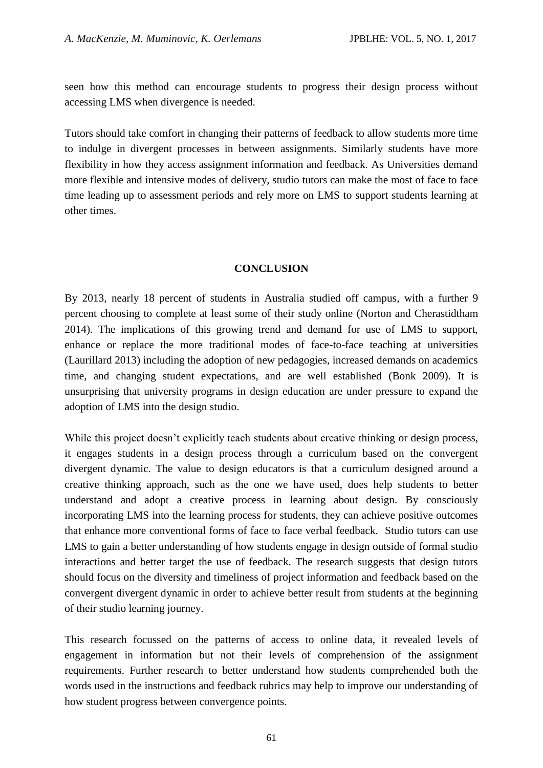seen how this method can encourage students to progress their design process without accessing LMS when divergence is needed.

Tutors should take comfort in changing their patterns of feedback to allow students more time to indulge in divergent processes in between assignments. Similarly students have more flexibility in how they access assignment information and feedback. As Universities demand more flexible and intensive modes of delivery, studio tutors can make the most of face to face time leading up to assessment periods and rely more on LMS to support students learning at other times.

## CONCLUSION

By 2013, nearly 18 percent of students in Australia studied off campus, with a further 9 percent choosing to complete at least some of their study online (Norton and Cherastidtham 2014). The implications of this growing trend and demand for use of LMS to support, enhance or replace the more traditional modes of face-to-face teaching at universities (Laurillard 2013) including the adoption of new pedagogies, increased demands on academics time, and changing student expectations, and are well established (Bonk 2009). It is unsurprising that university programs in design education are under pressure to expand the adoption of LMS into the design studio.

While this project doesn't explicitly teach students about creative thinking or design process, it engages students in a design process through a curriculum based on the convergent divergent dynamic. The value to design educators is that a curriculum designed around a creative thinking approach, such as the one we have used, does help students to better understand and adopt a creative process in learning about design. By consciously incorporating LMS into the learning process for students, they can achieve positive outcomes that enhance more conventional forms of face to face verbal feedback. Studio tutors can use LMS to gain a better understanding of how students engage in design outside of formal studio interactions and better target the use of feedback. The research suggests that design tutors should focus on the diversity and timeliness of project information and feedback based on the convergent divergent dynamic in order to achieve better result from students at the beginning of their studio learning journey.

This research focussed on the patterns of access to online data, it revealed levels of engagement in information but not their levels of comprehension of the assignment requirements. Further research to better understand how students comprehended both the words used in the instructions and feedback rubrics may help to improve our understanding of how student progress between convergence points.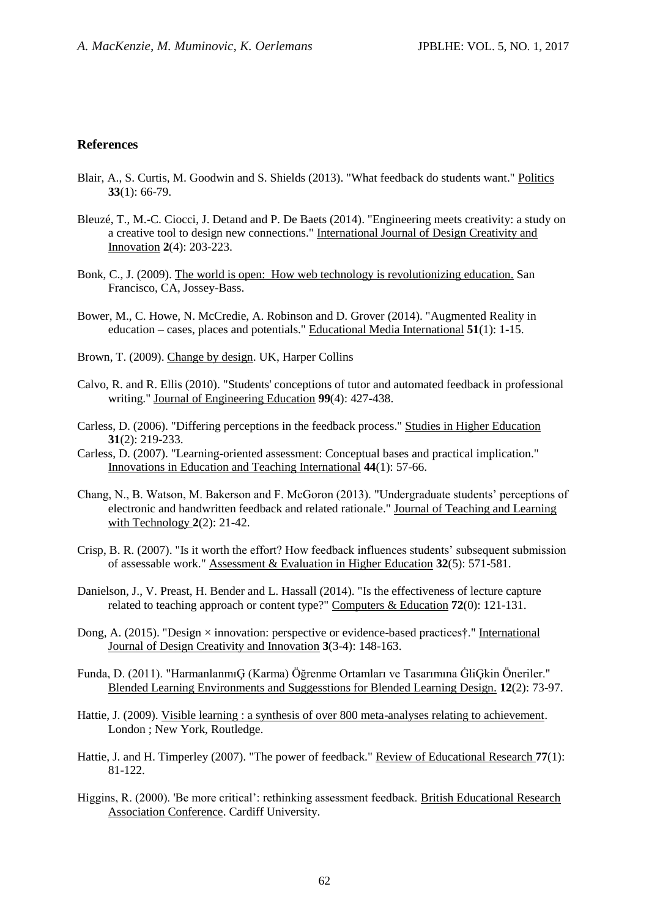## References

Blair, A., S. Curtis, M. Goodwin and S. Shields (2013). "What feedback do students want." Politics **33**(1): 66-79.

Bleuzé, T., M.-C. Ciocci, J. Detand and P. De Baets (2014). "Engineering meets creativity: a study on a creative tool to design new connections." International Journal of Design Creativity and Innovation **2**(4): 203-223.

Bonk, C., J. (2009). The world is open: How web technology is revolutionizing education. San Francisco, CA, Jossey-Bass.

Bower, M., C. Howe, N. McCredie, A. Robinson and D. Grover (2014). "Augmented Reality in education – cases, places and potentials." Educational Media International **51**(1): 1-15.

Brown, T. (2009). Change by design. UK, Harper Collins

Calvo, R. and R. Ellis (2010). "Students' conceptions of tutor and automated feedback in professional writing." Journal of Engineering Education **99**(4): 427-438.

Carless, D. (2006). "Differing perceptions in the feedback process." Studies in Higher Education **31**(2): 219-233.

Carless, D. (2007). "Learning-oriented assessment: Conceptual bases and practical implication." Innovations in Education and Teaching International **44**(1): 57-66.

Chang, N., B. Watson, M. Bakerson and F. McGoron (2013). "Undergraduate students' perceptions of electronic and handwritten feedback and related rationale." Journal of Teaching and Learning with Technology **2**(2): 21-42.

Crisp, B. R. (2007). "Is it worth the effort? How feedback influences students' subsequent submission of assessable work." Assessment & Evaluation in Higher Education **32**(5): 571-581.

Danielson, J., V. Preast, H. Bender and L. Hassall (2014). "Is the effectiveness of lecture capture related to teaching approach or content type?" Computers & Education **72**(0): 121-131.

Dong, A. (2015). "Design × innovation: perspective or evidence-based practices†." International Journal of Design Creativity and Innovation **3**(3-4): 148-163.

Funda, D. (2011). "HarmanlanmıĢ (Karma) Öğrenme Ortamları ve Tasarımına ĠliĢkin Öneriler." Blended Learning Environments and Suggesstions for Blended Learning Design. **12**(2): 73-97.

Hattie, J. (2009). Visible learning : a synthesis of over 800 meta-analyses relating to achievement. London ; New York, Routledge.

Hattie, J. and H. Timperley (2007). "The power of feedback." Review of Educational Research **77**(1): 81-122.

Higgins, R. (2000). 'Be more critical': rethinking assessment feedback. British Educational Research Association Conference. Cardiff University.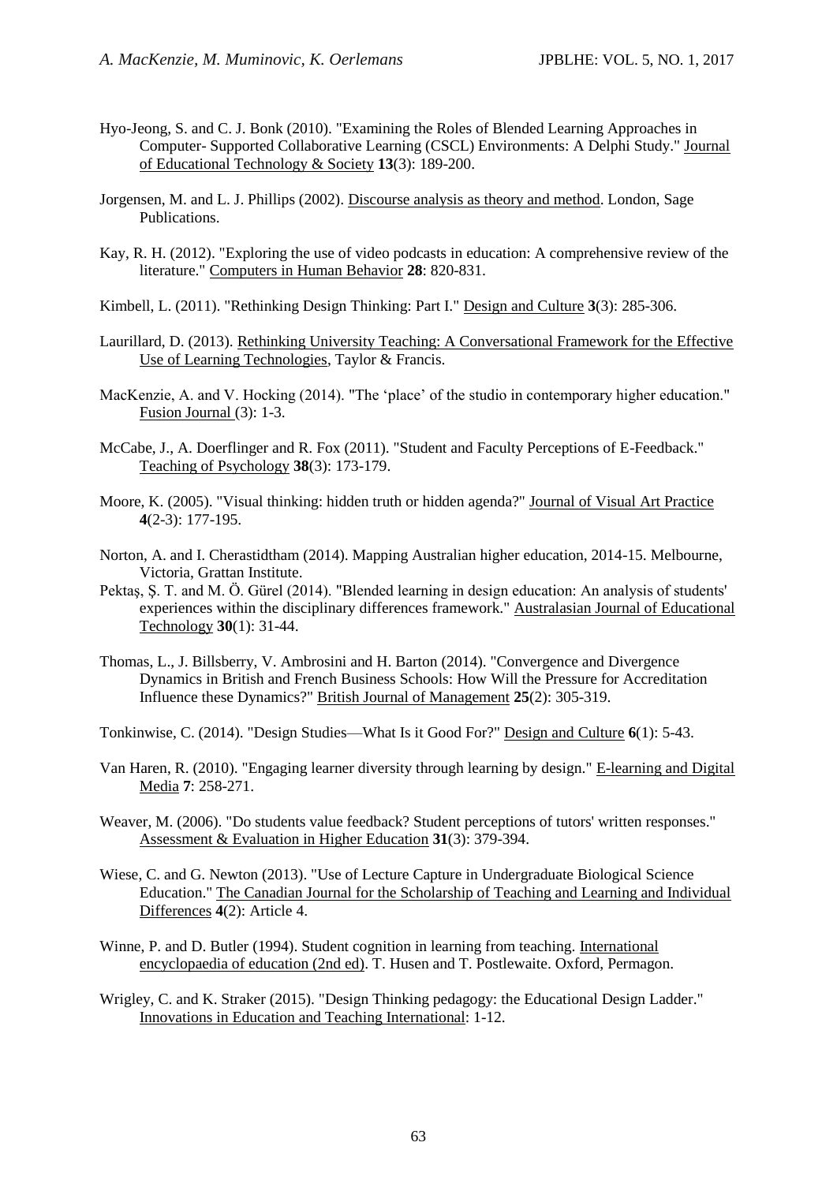Hyo-Jeong, S. and C. J. Bonk (2010). "Examining the Roles of Blended Learning Approaches in Computer- Supported Collaborative Learning (CSCL) Environments: A Delphi Study." Journal of Educational Technology & Society **13**(3): 189-200.

Jorgensen, M. and L. J. Phillips (2002). Discourse analysis as theory and method. London, Sage Publications.

Kay, R. H. (2012). "Exploring the use of video podcasts in education: A comprehensive review of the literature." Computers in Human Behavior **28**: 820-831.

Kimbell, L. (2011). "Rethinking Design Thinking: Part I." Design and Culture **3**(3): 285-306.

Laurillard, D. (2013). Rethinking University Teaching: A Conversational Framework for the Effective Use of Learning Technologies, Taylor & Francis.

MacKenzie, A. and V. Hocking (2014). "The 'place' of the studio in contemporary higher education." Fusion Journal (3): 1-3.

McCabe, J., A. Doerflinger and R. Fox (2011). "Student and Faculty Perceptions of E-Feedback." Teaching of Psychology **38**(3): 173-179.

Moore, K. (2005). "Visual thinking: hidden truth or hidden agenda?" Journal of Visual Art Practice **4**(2-3): 177-195.

Norton, A. and I. Cherastidtham (2014). Mapping Australian higher education, 2014-15. Melbourne, Victoria, Grattan Institute.

Pektaş, Ş. T. and M. Ö. Gürel (2014). "Blended learning in design education: An analysis of students' experiences within the disciplinary differences framework." Australasian Journal of Educational Technology **30**(1): 31-44.

Thomas, L., J. Billsberry, V. Ambrosini and H. Barton (2014). "Convergence and Divergence Dynamics in British and French Business Schools: How Will the Pressure for Accreditation Influence these Dynamics?" British Journal of Management **25**(2): 305-319.

Tonkinwise, C. (2014). "Design Studies—What Is it Good For?" Design and Culture **6**(1): 5-43.

Van Haren, R. (2010). "Engaging learner diversity through learning by design." E-learning and Digital Media **7**: 258-271.

Weaver, M. (2006). "Do students value feedback? Student perceptions of tutors' written responses." Assessment & Evaluation in Higher Education **31**(3): 379-394.

Wiese, C. and G. Newton (2013). "Use of Lecture Capture in Undergraduate Biological Science Education." The Canadian Journal for the Scholarship of Teaching and Learning and Individual Differences **4**(2): Article 4.

Winne, P. and D. Butler (1994). Student cognition in learning from teaching. International encyclopaedia of education (2nd ed). T. Husen and T. Postlewaite. Oxford, Permagon.

Wrigley, C. and K. Straker (2015). "Design Thinking pedagogy: the Educational Design Ladder." Innovations in Education and Teaching International: 1-12.